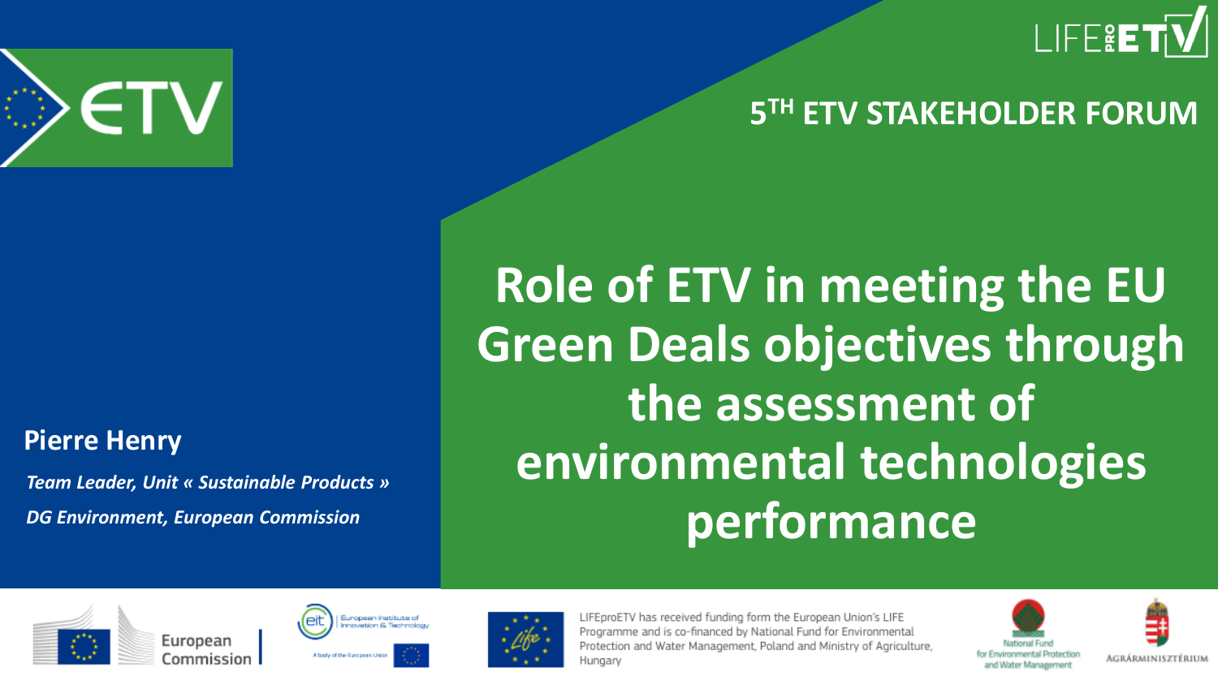# Role of ETV in meeting the EU Green Deals objectives through the assessment of environmental technologies performance

## 5TH ETV STAKEHOLDER FORUM

**Pierre Henry**

*Team Leader, Unit « Sustainable Products »*

*DG Environment, European Commission*

LIFEproETV has received funding form the European Union's LIFE Programme and is co-financed by National Fund for Environmental Protection and Water Management, Poland and Ministry of Agriculture, Hungary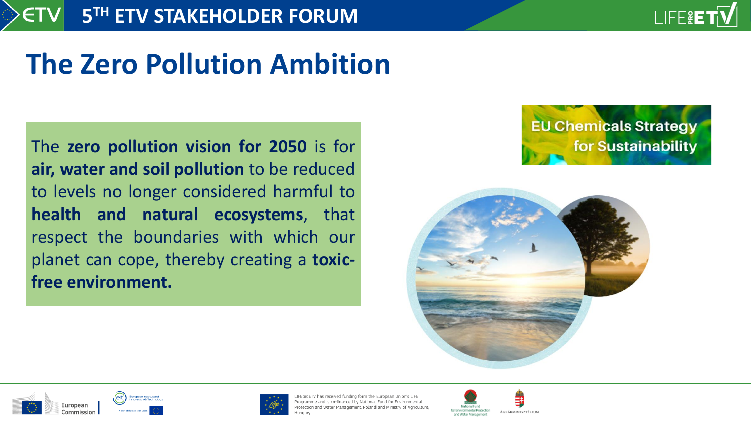# The Zero Pollution Ambition

The **zero pollution vision for 2050** is for **air, water and soil pollution** to be reduced to levels no longer considered harmful to **health and natural ecosystems**, that respect the boundaries with which our planet can cope, thereby creating a **toxic-free environment.**

EU Chemicals Strategy for Sustainability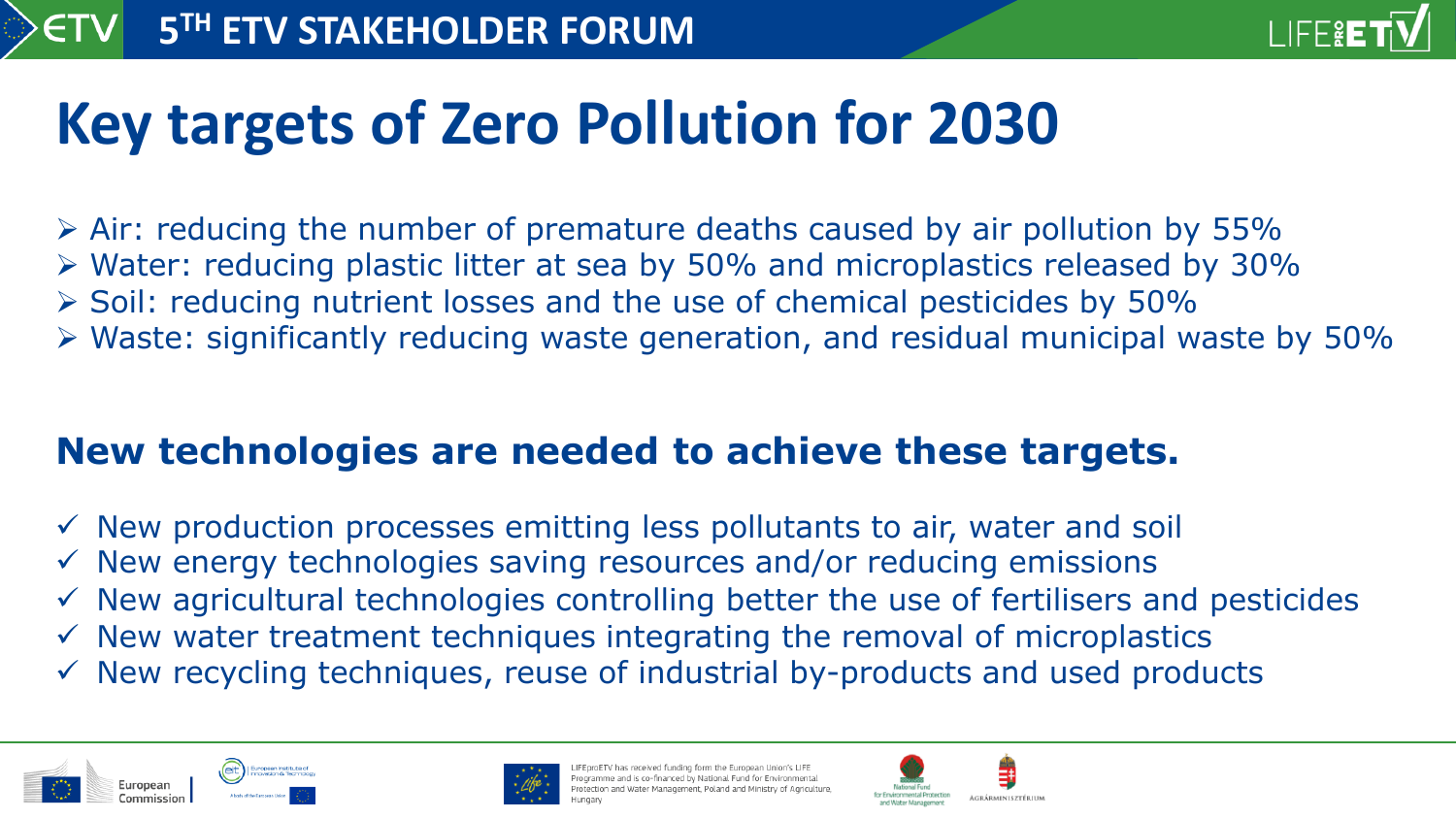# Key targets of Zero Pollution for 2030

- Air: reducing the number of premature deaths caused by air pollution by 55%
- Water: reducing plastic litter at sea by 50% and microplastics released by 30%
- Soil: reducing nutrient losses and the use of chemical pesticides by 50%
- Waste: significantly reducing waste generation, and residual municipal waste by 50%

**New technologies are needed to achieve these targets.**

- ✓ New production processes emitting less pollutants to air, water and soil
- ✓ New energy technologies saving resources and/or reducing emissions
- ✓ New agricultural technologies controlling better the use of fertilisers and pesticides
- ✓ New water treatment techniques integrating the removal of microplastics
- ✓ New recycling techniques, reuse of industrial by-products and used products

LIFEproETV has received funding form the European Union's LIFE Programme and is co-financed by National Fund for Environmental Protection and Water Management, Poland and Ministry of Agriculture, Hungary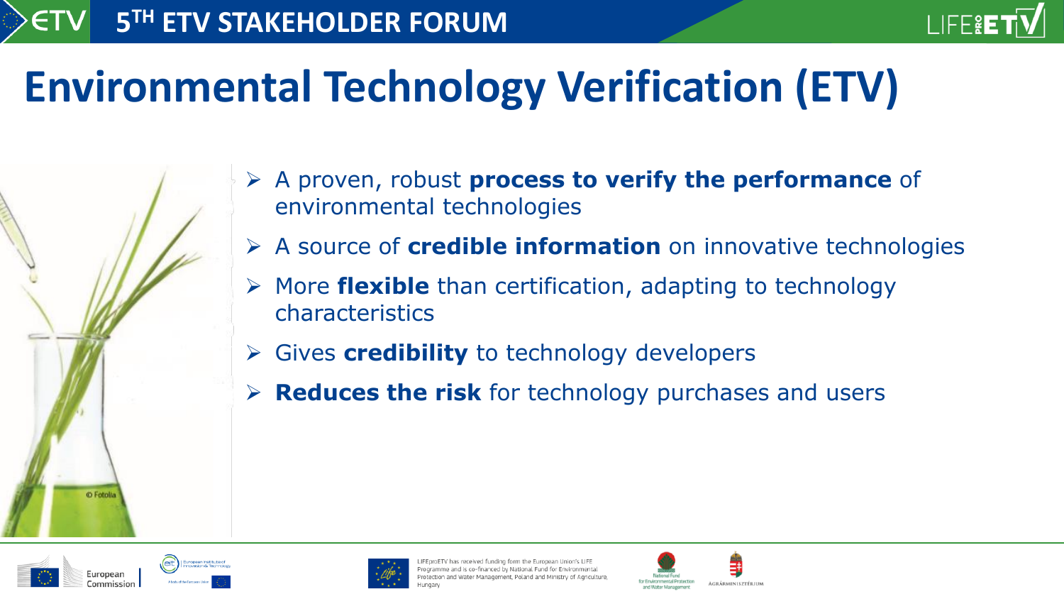# Environmental Technology Verification (ETV)

- A proven, robust **process to verify the performance** of environmental technologies
- A source of **credible information** on innovative technologies
- More **flexible** than certification, adapting to technology characteristics
- Gives **credibility** to technology developers
- **Reduces the risk** for technology purchases and users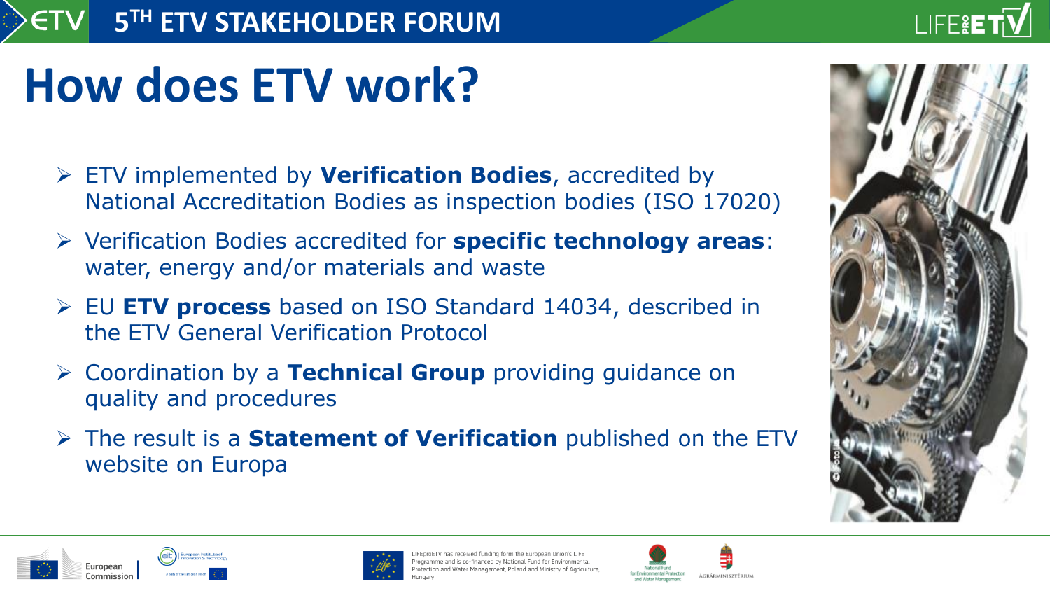# How does ETV work?

- ETV implemented by **Verification Bodies**, accredited by National Accreditation Bodies as inspection bodies (ISO 17020)
- Verification Bodies accredited for **specific technology areas**: water, energy and/or materials and waste
- EU **ETV process** based on ISO Standard 14034, described in the ETV General Verification Protocol
- Coordination by a **Technical Group** providing guidance on quality and procedures
- The result is a **Statement of Verification** published on the ETV website on Europa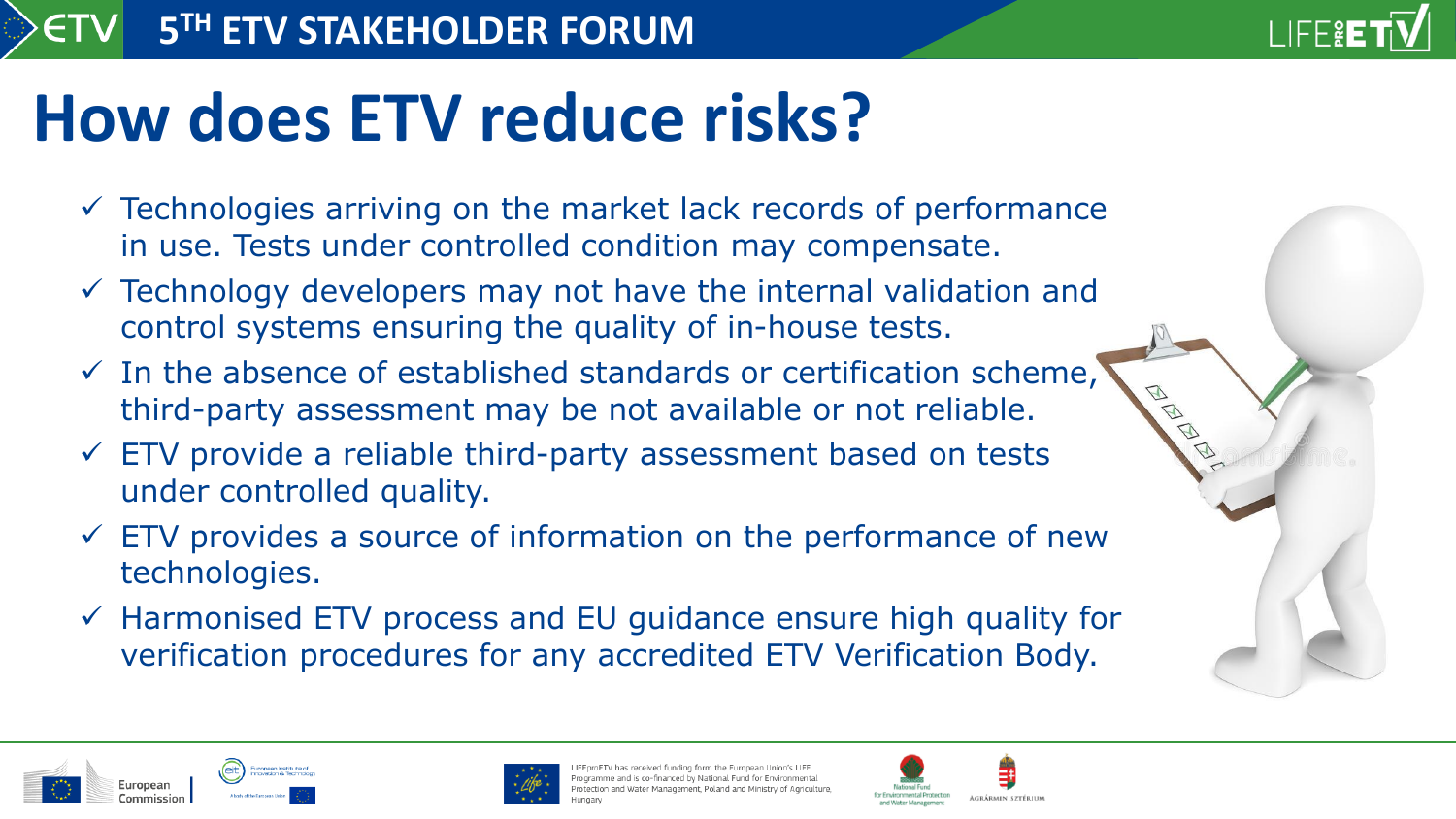# How does ETV reduce risks?

- ✓ Technologies arriving on the market lack records of performance in use. Tests under controlled condition may compensate.
- ✓ Technology developers may not have the internal validation and control systems ensuring the quality of in-house tests.
- ✓ In the absence of established standards or certification scheme, third-party assessment may be not available or not reliable.
- ✓ ETV provide a reliable third-party assessment based on tests under controlled quality.
- ✓ ETV provides a source of information on the performance of new technologies.
- ✓ Harmonised ETV process and EU guidance ensure high quality for verification procedures for any accredited ETV Verification Body.

LIFEproETV has received funding form the European Union's LIFE Programme and is co-financed by National Fund for Environmental Protection and Water Management, Poland and Ministry of Agriculture, Hungary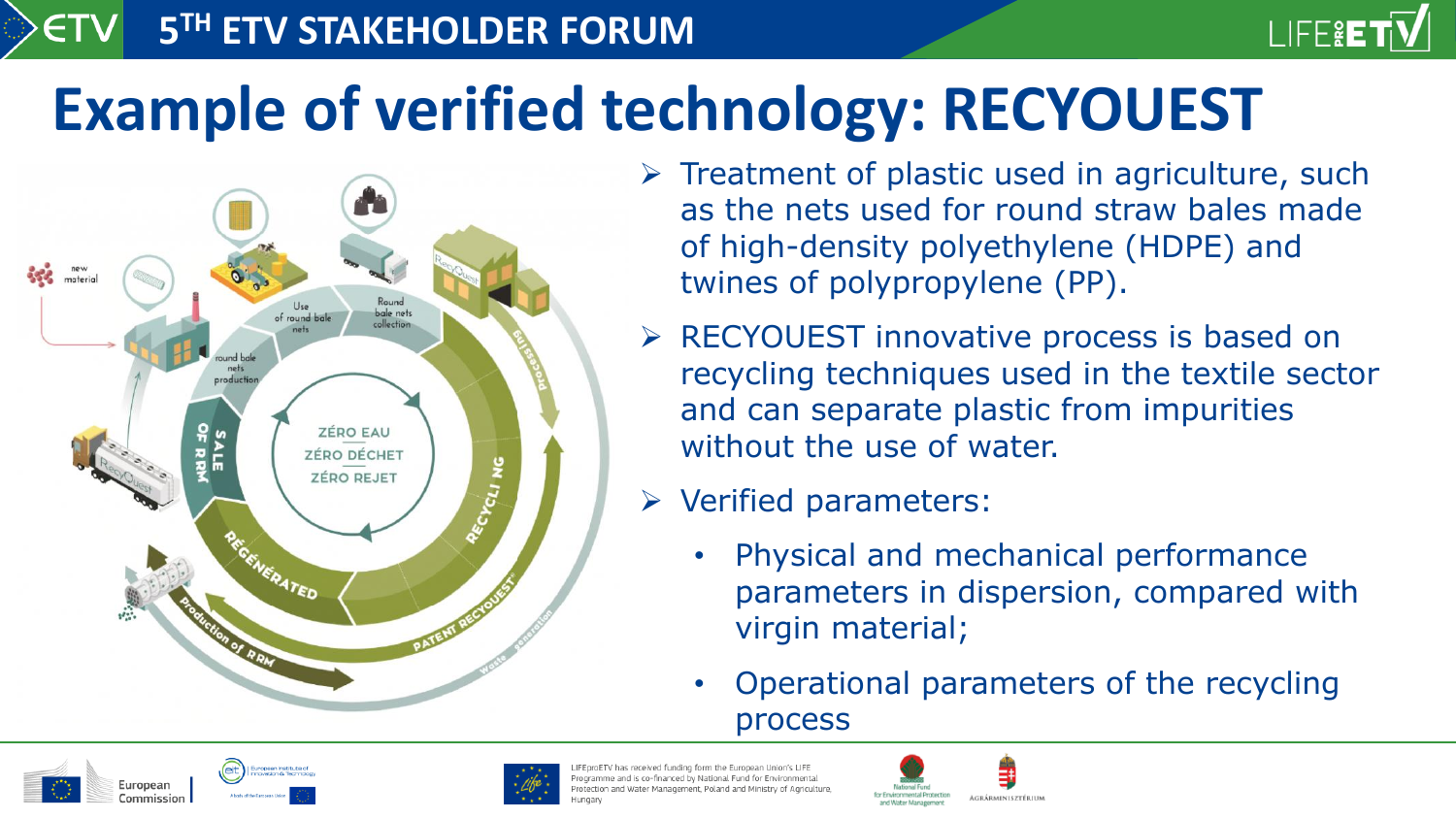# Example of verified technology: RECYOUEST

- Treatment of plastic used in agriculture, such as the nets used for round straw bales made of high-density polyethylene (HDPE) and twines of polypropylene (PP).
- RECYOUEST innovative process is based on recycling techniques used in the textile sector and can separate plastic from impurities without the use of water.
- Verified parameters:
  - Physical and mechanical performance parameters in dispersion, compared with virgin material;
  - Operational parameters of the recycling process

LIFEproETV has received funding form the European Union's LIFE Programme and is co-financed by National Fund for Environmental Protection and Water Management, Poland and Ministry of Agriculture, Hungary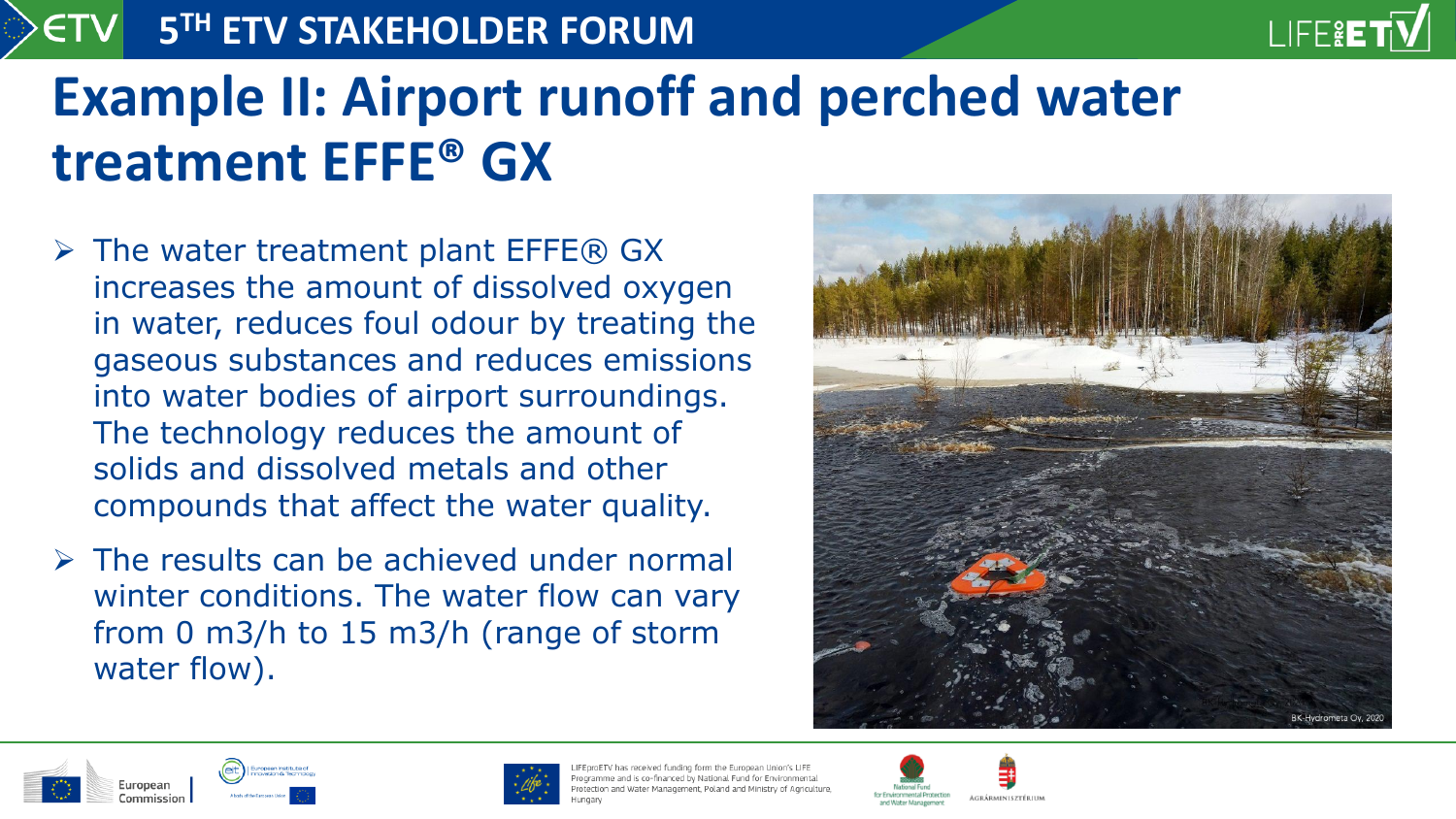# Example II: Airport runoff and perched water treatment EFFE® GX

- The water treatment plant EFFE® GX increases the amount of dissolved oxygen in water, reduces foul odour by treating the gaseous substances and reduces emissions into water bodies of airport surroundings. The technology reduces the amount of solids and dissolved metals and other compounds that affect the water quality.
- The results can be achieved under normal winter conditions. The water flow can vary from 0 m3/h to 15 m3/h (range of storm water flow).

BK-Hydrometa Oy, 2020

LIFEproETV has received funding form the European Union's LIFE Programme and is co-financed by National Fund for Environmental Protection and Water Management, Poland and Ministry of Agriculture, Hungary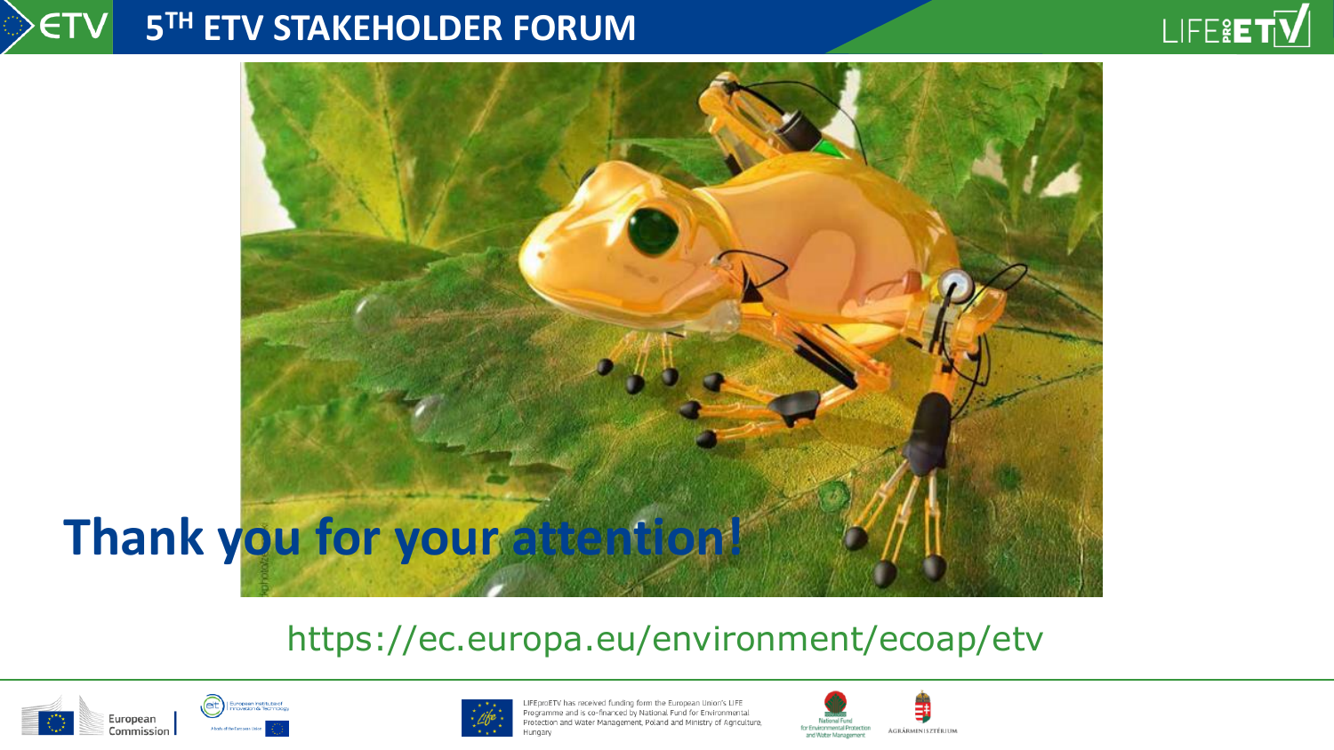# 5[TH] ETV STAKEHOLDER FORUM

**Thank you for your attention!**

https://ec.europa.eu/environment/ecoap/etv

LIFEproETV has received funding form the European Union's LIFE Programme and is co-financed by National Fund for Environmental Protection and Water Management, Poland and Ministry of Agriculture, Hungary